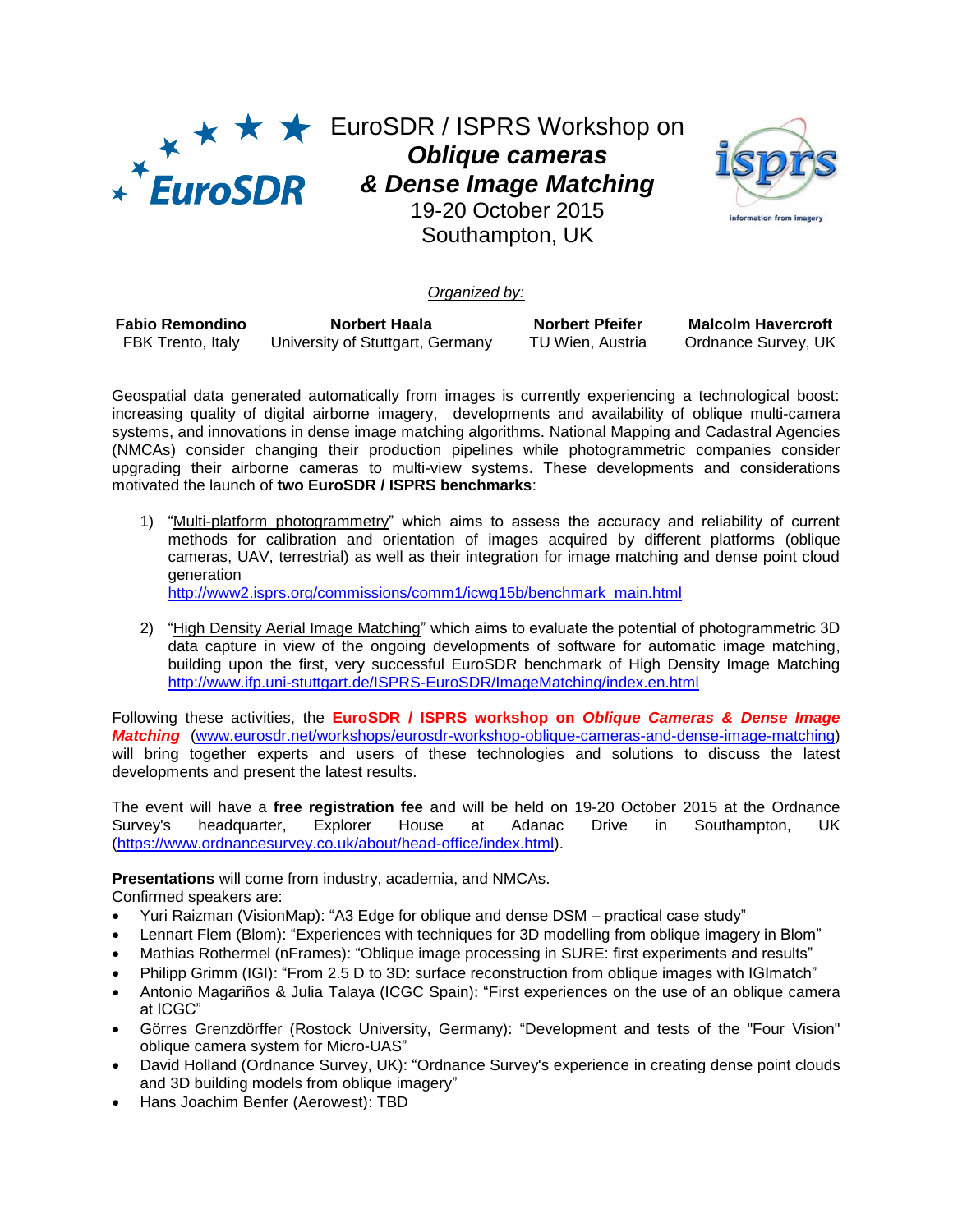# EuroSDR / ISPRS Workshop on *Oblique cameras & Dense Image Matching*

19-20 October 2015
Southampton, UK

*Organized by:*

| **Fabio Remondino** | **Norbert Haala** | **Norbert Pfeifer** | **Malcolm Havercroft** |
| --- | --- | --- | --- |
| FBK Trento, Italy | University of Stuttgart, Germany | TU Wien, Austria | Ordnance Survey, UK |

Geospatial data generated automatically from images is currently experiencing a technological boost: increasing quality of digital airborne imagery, developments and availability of oblique multi-camera systems, and innovations in dense image matching algorithms. National Mapping and Cadastral Agencies (NMCAs) consider changing their production pipelines while photogrammetric companies consider upgrading their airborne cameras to multi-view systems. These developments and considerations motivated the launch of **two EuroSDR / ISPRS benchmarks**:

1) "Multi-platform photogrammetry" which aims to assess the accuracy and reliability of current methods for calibration and orientation of images acquired by different platforms (oblique cameras, UAV, terrestrial) as well as their integration for image matching and dense point cloud generation
http://www2.isprs.org/commissions/comm1/icwg15b/benchmark_main.html

2) "High Density Aerial Image Matching" which aims to evaluate the potential of photogrammetric 3D data capture in view of the ongoing developments of software for automatic image matching, building upon the first, very successful EuroSDR benchmark of High Density Image Matching
http://www.ifp.uni-stuttgart.de/ISPRS-EuroSDR/ImageMatching/index.en.html

Following these activities, the **EuroSDR / ISPRS workshop on *Oblique Cameras & Dense Image Matching*** (www.eurosdr.net/workshops/eurosdr-workshop-oblique-cameras-and-dense-image-matching) will bring together experts and users of these technologies and solutions to discuss the latest developments and present the latest results.

The event will have a **free registration fee** and will be held on 19-20 October 2015 at the Ordnance Survey's headquarter, Explorer House at Adanac Drive in Southampton, UK (https://www.ordnancesurvey.co.uk/about/head-office/index.html).

**Presentations** will come from industry, academia, and NMCAs.
Confirmed speakers are:

- Yuri Raizman (VisionMap): "A3 Edge for oblique and dense DSM – practical case study"
- Lennart Flem (Blom): "Experiences with techniques for 3D modelling from oblique imagery in Blom"
- Mathias Rothermel (nFrames): "Oblique image processing in SURE: first experiments and results"
- Philipp Grimm (IGI): "From 2.5 D to 3D: surface reconstruction from oblique images with IGImatch"
- Antonio Magariños & Julia Talaya (ICGC Spain): "First experiences on the use of an oblique camera at ICGC"
- Görres Grenzdörffer (Rostock University, Germany): "Development and tests of the "Four Vision" oblique camera system for Micro-UAS"
- David Holland (Ordnance Survey, UK): "Ordnance Survey's experience in creating dense point clouds and 3D building models from oblique imagery"
- Hans Joachim Benfer (Aerowest): TBD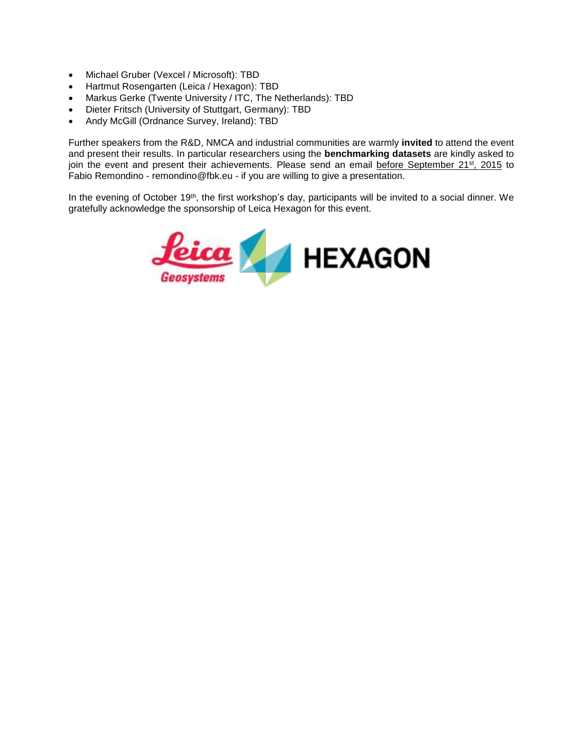- Michael Gruber (Vexcel / Microsoft): TBD
- Hartmut Rosengarten (Leica / Hexagon): TBD
- Markus Gerke (Twente University / ITC, The Netherlands): TBD
- Dieter Fritsch (University of Stuttgart, Germany): TBD
- Andy McGill (Ordnance Survey, Ireland): TBD

Further speakers from the R&D, NMCA and industrial communities are warmly **invited** to attend the event and present their results. In particular researchers using the **benchmarking datasets** are kindly asked to join the event and present their achievements. Please send an email before September 21st, 2015 to Fabio Remondino - remondino@fbk.eu - if you are willing to give a presentation.

In the evening of October 19th, the first workshop's day, participants will be invited to a social dinner. We gratefully acknowledge the sponsorship of Leica Hexagon for this event.